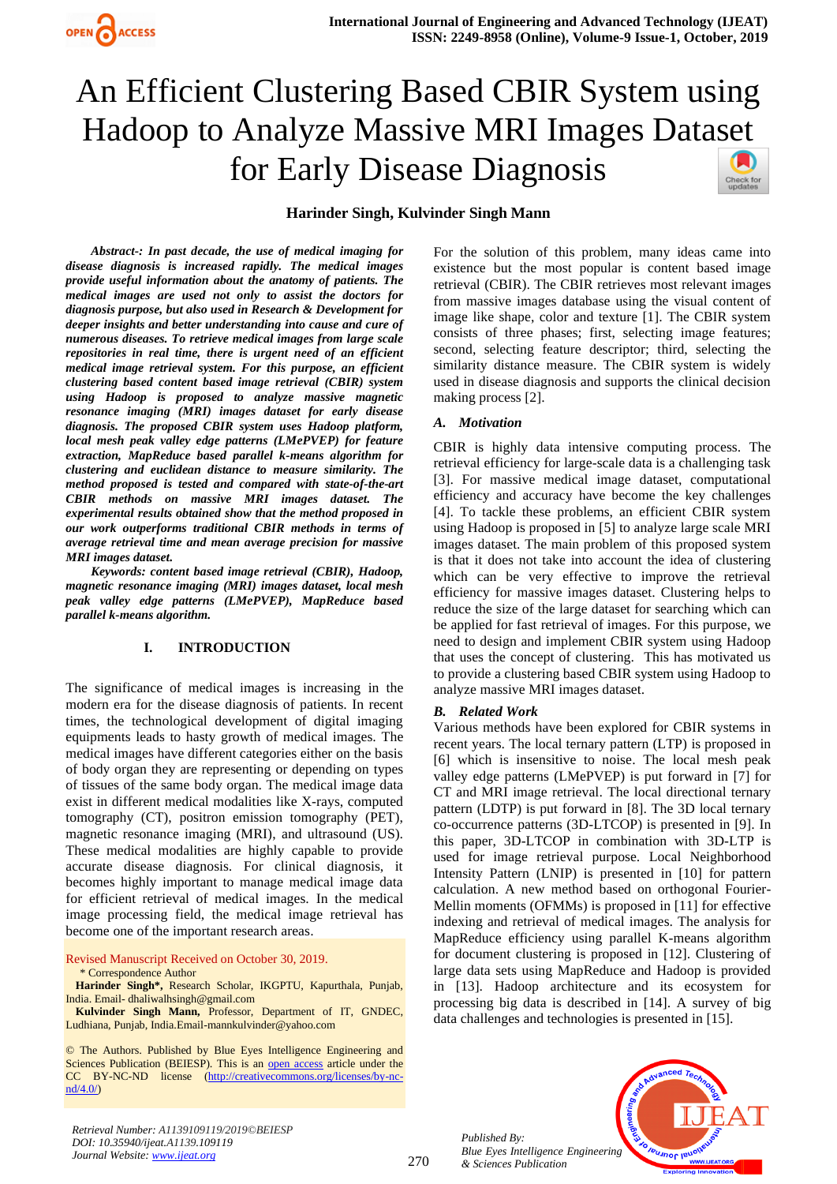# An Efficient Clustering Based CBIR System using Hadoop to Analyze Massive MRI Images Dataset for Early Disease Diagnosis

**Harinder Singh, Kulvinder Singh Mann**

***Abstract-: In past decade, the use of medical imaging for disease diagnosis is increased rapidly. The medical images provide useful information about the anatomy of patients. The medical images are used not only to assist the doctors for diagnosis purpose, but also used in Research & Development for deeper insights and better understanding into cause and cure of numerous diseases. To retrieve medical images from large scale repositories in real time, there is urgent need of an efficient medical image retrieval system. For this purpose, an efficient clustering based content based image retrieval (CBIR) system using Hadoop is proposed to analyze massive magnetic resonance imaging (MRI) images dataset for early disease diagnosis. The proposed CBIR system uses Hadoop platform, local mesh peak valley edge patterns (LMePVEP) for feature extraction, MapReduce based parallel k-means algorithm for clustering and euclidean distance to measure similarity. The method proposed is tested and compared with state-of-the-art CBIR methods on massive MRI images dataset. The experimental results obtained show that the method proposed in our work outperforms traditional CBIR methods in terms of average retrieval time and mean average precision for massive MRI images dataset.***

***Keywords: content based image retrieval (CBIR), Hadoop, magnetic resonance imaging (MRI) images dataset, local mesh peak valley edge patterns (LMePVEP), MapReduce based parallel k-means algorithm.***

## I. INTRODUCTION

The significance of medical images is increasing in the modern era for the disease diagnosis of patients. In recent times, the technological development of digital imaging equipments leads to hasty growth of medical images. The medical images have different categories either on the basis of body organ they are representing or depending on types of tissues of the same body organ. The medical image data exist in different medical modalities like X-rays, computed tomography (CT), positron emission tomography (PET), magnetic resonance imaging (MRI), and ultrasound (US). These medical modalities are highly capable to provide accurate disease diagnosis. For clinical diagnosis, it becomes highly important to manage medical image data for efficient retrieval of medical images. In the medical image processing field, the medical image retrieval has become one of the important research areas.

Revised Manuscript Received on October 30, 2019.

\* Correspondence Author

**Harinder Singh\***, Research Scholar, IKGPTU, Kapurthala, Punjab, India. Email- dhaliwalhsingh@gmail.com

**Kulvinder Singh Mann,** Professor, Department of IT, GNDEC, Ludhiana, Punjab, India.Email-mannkulvinder@yahoo.com

© The Authors. Published by Blue Eyes Intelligence Engineering and Sciences Publication (BEIESP). This is an open access article under the CC BY-NC-ND license (http://creativecommons.org/licenses/by-nc-nd/4.0/)

For the solution of this problem, many ideas came into existence but the most popular is content based image retrieval (CBIR). The CBIR retrieves most relevant images from massive images database using the visual content of image like shape, color and texture [1]. The CBIR system consists of three phases; first, selecting image features; second, selecting feature descriptor; third, selecting the similarity distance measure. The CBIR system is widely used in disease diagnosis and supports the clinical decision making process [2].

### A. Motivation

CBIR is highly data intensive computing process. The retrieval efficiency for large-scale data is a challenging task [3]. For massive medical image dataset, computational efficiency and accuracy have become the key challenges [4]. To tackle these problems, an efficient CBIR system using Hadoop is proposed in [5] to analyze large scale MRI images dataset. The main problem of this proposed system is that it does not take into account the idea of clustering which can be very effective to improve the retrieval efficiency for massive images dataset. Clustering helps to reduce the size of the large dataset for searching which can be applied for fast retrieval of images. For this purpose, we need to design and implement CBIR system using Hadoop that uses the concept of clustering. This has motivated us to provide a clustering based CBIR system using Hadoop to analyze massive MRI images dataset.

### B. Related Work

Various methods have been explored for CBIR systems in recent years. The local ternary pattern (LTP) is proposed in [6] which is insensitive to noise. The local mesh peak valley edge patterns (LMePVEP) is put forward in [7] for CT and MRI image retrieval. The local directional ternary pattern (LDTP) is put forward in [8]. The 3D local ternary co-occurrence patterns (3D-LTCOP) is presented in [9]. In this paper, 3D-LTCOP in combination with 3D-LTP is used for image retrieval purpose. Local Neighborhood Intensity Pattern (LNIP) is presented in [10] for pattern calculation. A new method based on orthogonal Fourier-Mellin moments (OFMMs) is proposed in [11] for effective indexing and retrieval of medical images. The analysis for MapReduce efficiency using parallel K-means algorithm for document clustering is proposed in [12]. Clustering of large data sets using MapReduce and Hadoop is provided in [13]. Hadoop architecture and its ecosystem for processing big data is described in [14]. A survey of big data challenges and technologies is presented in [15].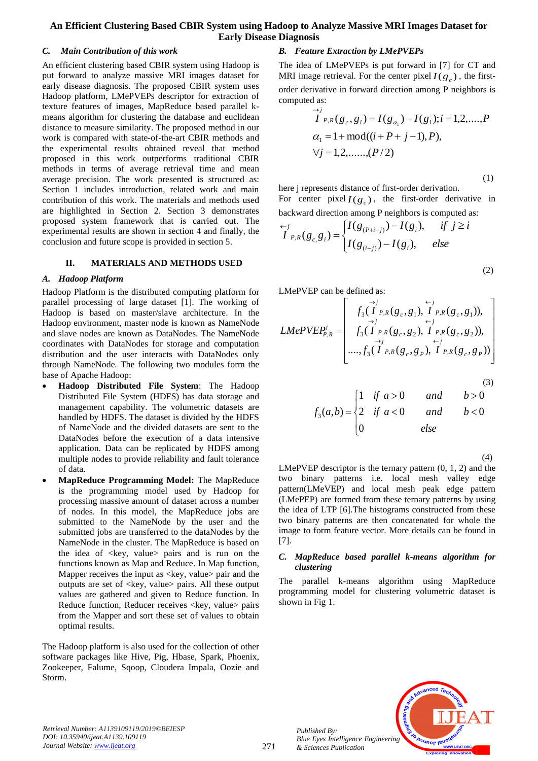### C. Main Contribution of this work

An efficient clustering based CBIR system using Hadoop is put forward to analyze massive MRI images dataset for early disease diagnosis. The proposed CBIR system uses Hadoop platform, LMePVEPs descriptor for extraction of texture features of images, MapReduce based parallel k-means algorithm for clustering the database and euclidean distance to measure similarity. The proposed method in our work is compared with state-of-the-art CBIR methods and the experimental results obtained reveal that method proposed in this work outperforms traditional CBIR methods in terms of average retrieval time and mean average precision. The work presented is structured as: Section 1 includes introduction, related work and main contribution of this work. The materials and methods used are highlighted in Section 2. Section 3 demonstrates proposed system framework that is carried out. The experimental results are shown in section 4 and finally, the conclusion and future scope is provided in section 5.

## II. MATERIALS AND METHODS USED

### A. Hadoop Platform

Hadoop Platform is the distributed computing platform for parallel processing of large dataset [1]. The working of Hadoop is based on master/slave architecture. In the Hadoop environment, master node is known as NameNode and slave nodes are known as DataNodes. The NameNode coordinates with DataNodes for storage and computation distribution and the user interacts with DataNodes only through NameNode. The following two modules form the base of Apache Hadoop:

- **Hadoop Distributed File System**: The Hadoop Distributed File System (HDFS) has data storage and management capability. The volumetric datasets are handled by HDFS. The dataset is divided by the HDFS of NameNode and the divided datasets are sent to the DataNodes before the execution of a data intensive application. Data can be replicated by HDFS among multiple nodes to provide reliability and fault tolerance of data.
- **MapReduce Programming Model:** The MapReduce is the programming model used by Hadoop for processing massive amount of dataset across a number of nodes. In this model, the MapReduce jobs are submitted to the NameNode by the user and the submitted jobs are transferred to the dataNodes by the NameNode in the cluster. The MapReduce is based on the idea of <key, value> pairs and is run on the functions known as Map and Reduce. In Map function, Mapper receives the input as <key, value> pair and the outputs are set of <key, value> pairs. All these output values are gathered and given to Reduce function. In Reduce function, Reducer receives <key, value> pairs from the Mapper and sort these set of values to obtain optimal results.

The Hadoop platform is also used for the collection of other software packages like Hive, Pig, Hbase, Spark, Phoenix, Zookeeper, Falume, Sqoop, Cloudera Impala, Oozie and Storm.

### B. Feature Extraction by LMePVEPs

The idea of LMePVEPs is put forward in [7] for CT and MRI image retrieval. For the center pixel $I(g_c)$, the first-order derivative in forward direction among P neighbors is computed as:

$$\overset{\rightarrow j}{I}_{P,R}(g_c, g_i) = I(g_{\alpha_1}) - I(g_i); i = 1,2,....,P$$
$$\alpha_1 = 1 + \mathrm{mod}((i + P + j - 1), P),$$
$$\forall j = 1,2,......,(P/2) \tag{1}$$

here j represents distance of first-order derivation.

For center pixel $I(g_c)$, the first-order derivative in backward direction among P neighbors is computed as:

$$\overset{\leftarrow j}{I}_{P,R}(g_c, g_i) = \begin{cases} I(g_{(P+i-j)}) - I(g_i), & \text{if } j \geq i \\ I(g_{(i-j)}) - I(g_i), & else \end{cases} \tag{2}$$

LMePVEP can be defined as:

$$LMePVEP_{P,R}^{j} = \begin{bmatrix} f_3(\overset{\rightarrow j}{I}_{P,R}(g_c, g_1), \overset{\leftarrow j}{I}_{P,R}(g_c, g_1)), \\ f_3(\overset{\rightarrow j}{I}_{P,R}(g_c, g_2), \overset{\leftarrow j}{I}_{P,R}(g_c, g_2)), \\ ...., f_3(\overset{\rightarrow j}{I}_{P,R}(g_c, g_P), \overset{\leftarrow j}{I}_{P,R}(g_c, g_P)) \end{bmatrix} \tag{3}$$

$$f_3(a,b) = \begin{cases} 1 & \text{if } a > 0 \quad and \quad b > 0 \\ 2 & \text{if } a < 0 \quad and \quad b < 0 \\ 0 & \quad else \end{cases} \tag{4}$$

LMePVEP descriptor is the ternary pattern (0, 1, 2) and the two binary patterns i.e. local mesh valley edge pattern(LMeVEP) and local mesh peak edge pattern (LMePEP) are formed from these ternary patterns by using the idea of LTP [6].The histograms constructed from these two binary patterns are then concatenated for whole the image to form feature vector. More details can be found in [7].

### C. MapReduce based parallel k-means algorithm for clustering

The parallel k-means algorithm using MapReduce programming model for clustering volumetric dataset is shown in Fig 1.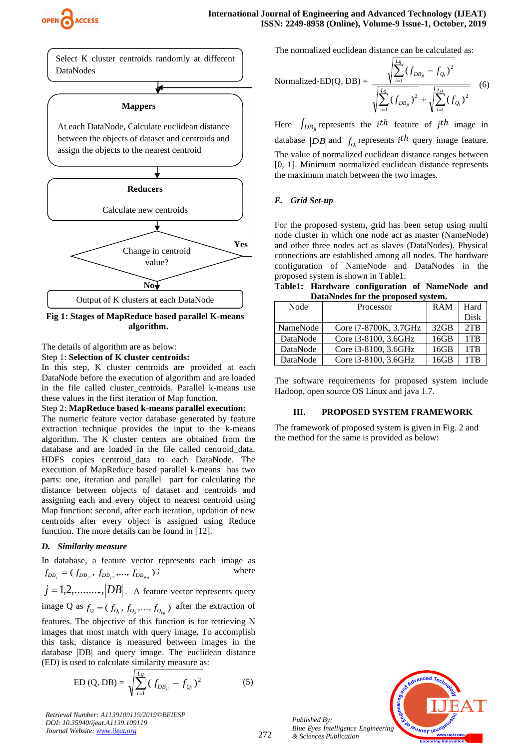Select K cluster centroids randomly at different DataNodes

**Mappers**

At each DataNode, Calculate euclidean distance between the objects of dataset and centroids and assign the objects to the nearest centroid

**Reducers**

Calculate new centroids

Change in centroid value? — **Yes** / **No**

Output of K clusters at each DataNode

**Fig 1: Stages of MapReduce based parallel K-means algorithm.**

The details of algorithm are as below:

Step 1: **Selection of K cluster centroids:**

In this step, K cluster centroids are provided at each DataNode before the execution of algorithm and are loaded in the file called cluster_centroids. Parallel k-means use these values in the first iteration of Map function.

Step 2: **MapReduce based k-means parallel execution:**

The numeric feature vector database generated by feature extraction technique provides the input to the k-means algorithm. The K cluster centers are obtained from the database and are loaded in the file called centroid_data. HDFS copies centroid_data to each DataNode. The execution of MapReduce based parallel k-means has two parts: one, iteration and parallel part for calculating the distance between objects of dataset and centroids and assigning each and every object to nearest centroid using Map function: second, after each iteration, updation of new centroids after every object is assigned using Reduce function. The more details can be found in [12].

### *D. Similarity measure*

In database, a feature vector represents each image as $f_{DB_j} = ( f_{DB_{j1}}, f_{DB_{j2}}, ...., f_{DB_{jLg}} )$; where $j = 1,2,........,|DB|$. A feature vector represents query image Q as $f_Q = ( f_{Q_1}, f_{Q_2}, ...., f_{Q_{Lg}} )$ after the extraction of features. The objective of this function is for retrieving N images that most match with query image. To accomplish this task, distance is measured between images in the database |DB| and query image. The euclidean distance (ED) is used to calculate similarity measure as:

$$\text{ED (Q, DB)} = \sqrt{\sum_{i=1}^{Lg} ( f_{DB_{ji}} - f_{Q_i} )^2} \qquad (5)$$

The normalized euclidean distance can be calculated as:

$$\text{Normalized-ED(Q, DB)} = \frac{\sqrt{\sum_{i=1}^{Lg} ( f_{DB_{ji}} - f_{Q_i} )^2}}{\sqrt{\sum_{i=1}^{Lg} ( f_{DB_{ji}} )^2} + \sqrt{\sum_{i=1}^{Lg} ( f_{Q_i} )^2}} \qquad (6)$$

Here $f_{DB_{ji}}$ represents the $i$th feature of $j$th image in database $|DB|$ and $f_{Q_i}$ represents $i$th query image feature. The value of normalized euclidean distance ranges between [0, 1]. Minimum normalized euclidean distance represents the maximum match between the two images.

### *E. Grid Set-up*

For the proposed system, grid has been setup using multi node cluster in which one node act as master (NameNode) and other three nodes act as slaves (DataNodes). Physical connections are established among all nodes. The hardware configuration of NameNode and DataNodes in the proposed system is shown in Table1:

**Table1: Hardware configuration of NameNode and DataNodes for the proposed system.**

| Node | Processor | RAM | Hard Disk |
|---|---|---|---|
| NameNode | Core i7-8700K, 3.7GHz | 32GB | 2TB |
| DataNode | Core i3-8100, 3.6GHz | 16GB | 1TB |
| DataNode | Core i3-8100, 3.6GHz | 16GB | 1TB |
| DataNode | Core i3-8100, 3.6GHz | 16GB | 1TB |

The software requirements for proposed system include Hadoop, open source OS Linux and java 1.7.

## III. PROPOSED SYSTEM FRAMEWORK

The framework of proposed system is given in Fig. 2 and the method for the same is provided as below: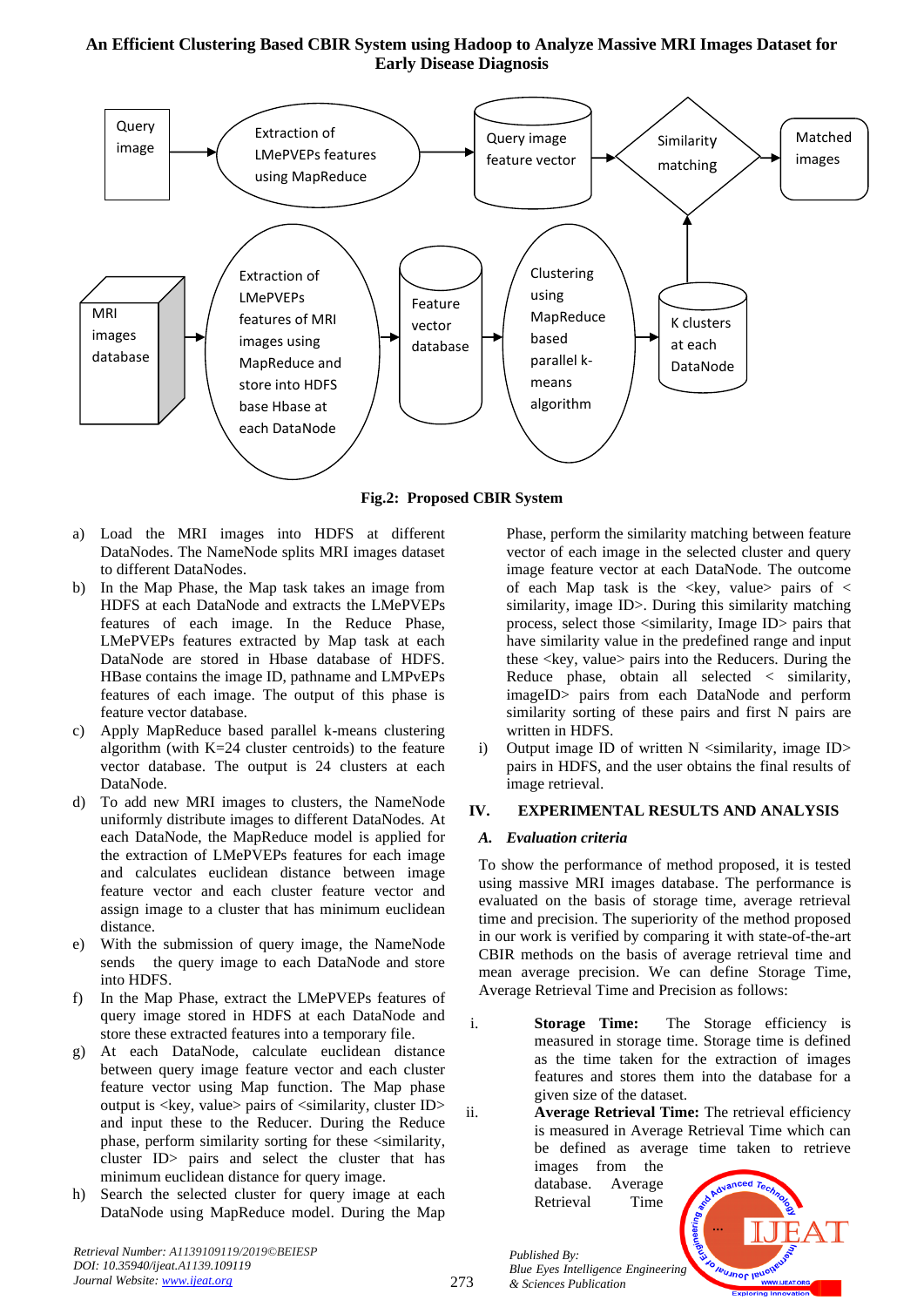Fig.2: Proposed CBIR System

a) Load the MRI images into HDFS at different DataNodes. The NameNode splits MRI images dataset to different DataNodes.
b) In the Map Phase, the Map task takes an image from HDFS at each DataNode and extracts the LMePVEPs features of each image. In the Reduce Phase, LMePVEPs features extracted by Map task at each DataNode are stored in Hbase database of HDFS. HBase contains the image ID, pathname and LMPvEPs features of each image. The output of this phase is feature vector database.
c) Apply MapReduce based parallel k-means clustering algorithm (with K=24 cluster centroids) to the feature vector database. The output is 24 clusters at each DataNode.
d) To add new MRI images to clusters, the NameNode uniformly distribute images to different DataNodes. At each DataNode, the MapReduce model is applied for the extraction of LMePVEPs features for each image and calculates euclidean distance between image feature vector and each cluster feature vector and assign image to a cluster that has minimum euclidean distance.
e) With the submission of query image, the NameNode sends the query image to each DataNode and store into HDFS.
f) In the Map Phase, extract the LMePVEPs features of query image stored in HDFS at each DataNode and store these extracted features into a temporary file.
g) At each DataNode, calculate euclidean distance between query image feature vector and each cluster feature vector using Map function. The Map phase output is <key, value> pairs of <similarity, cluster ID> and input these to the Reducer. During the Reduce phase, perform similarity sorting for these <similarity, cluster ID> pairs and select the cluster that has minimum euclidean distance for query image.
h) Search the selected cluster for query image at each DataNode using MapReduce model. During the Map Phase, perform the similarity matching between feature vector of each image in the selected cluster and query image feature vector at each DataNode. The outcome of each Map task is the <key, value> pairs of < similarity, image ID>. During this similarity matching process, select those <similarity, Image ID> pairs that have similarity value in the predefined range and input these <key, value> pairs into the Reducers. During the Reduce phase, obtain all selected < similarity, imageID> pairs from each DataNode and perform similarity sorting of these pairs and first N pairs are written in HDFS.
i) Output image ID of written N <similarity, image ID> pairs in HDFS, and the user obtains the final results of image retrieval.

## IV. EXPERIMENTAL RESULTS AND ANALYSIS

### A. *Evaluation criteria*

To show the performance of method proposed, it is tested using massive MRI images database. The performance is evaluated on the basis of storage time, average retrieval time and precision. The superiority of the method proposed in our work is verified by comparing it with state-of-the-art CBIR methods on the basis of average retrieval time and mean average precision. We can define Storage Time, Average Retrieval Time and Precision as follows:

i. **Storage Time:** The Storage efficiency is measured in storage time. Storage time is defined as the time taken for the extraction of images features and stores them into the database for a given size of the dataset.

ii. **Average Retrieval Time:** The retrieval efficiency is measured in Average Retrieval Time which can be defined as average time taken to retrieve images from the database. Average Retrieval Time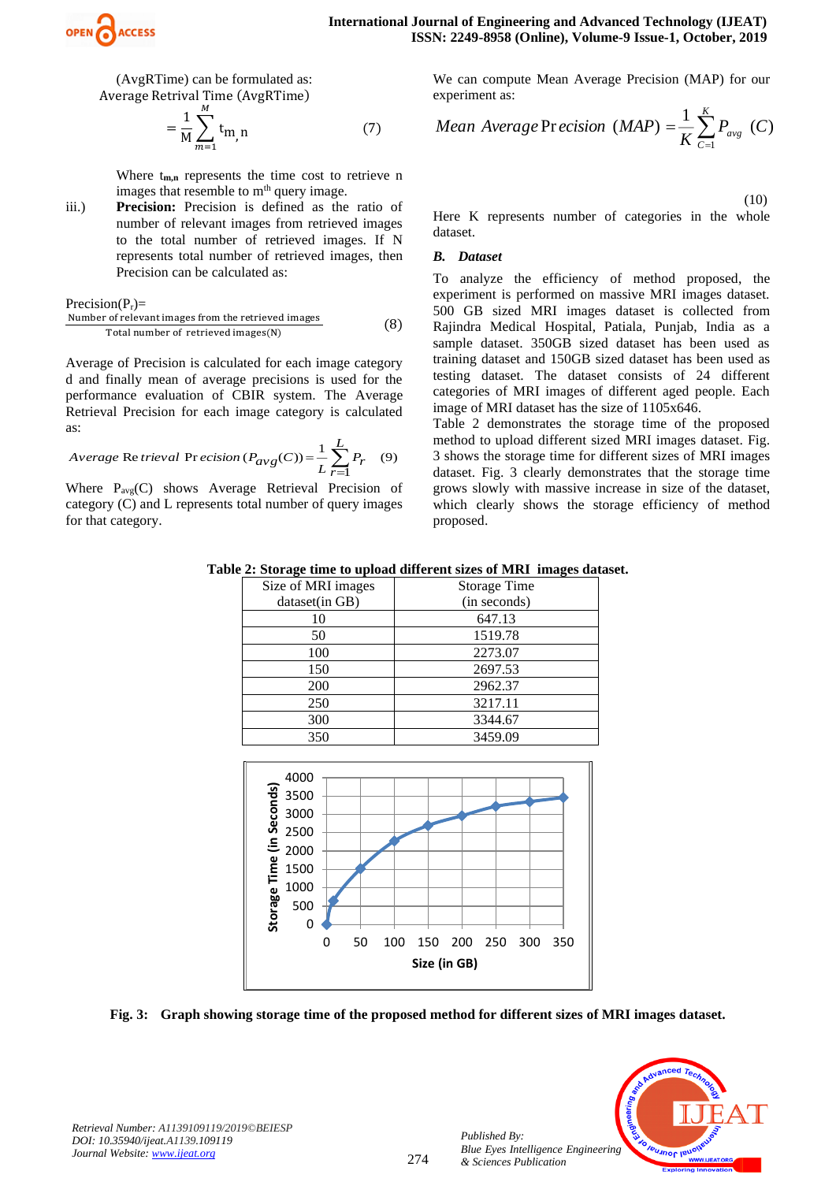(AvgRTime) can be formulated as:

Average Retrival Time (AvgRTime)

$$= \frac{1}{M}\sum_{m=1}^{M} t_{m,n} \qquad (7)$$

Where $t_{m,n}$ represents the time cost to retrieve n images that resemble to $m^{th}$ query image.

iii.) **Precision:** Precision is defined as the ratio of number of relevant images from retrieved images to the total number of retrieved images. If N represents total number of retrieved images, then Precision can be calculated as:

$$\text{Precision}(P_r) = \frac{\text{Number of relevant images from the retrieved images}}{\text{Total number of retrieved images(N)}} \qquad (8)$$

Average of Precision is calculated for each image category d and finally mean of average precisions is used for the performance evaluation of CBIR system. The Average Retrieval Precision for each image category is calculated as:

$$\text{Average Retrieval Precision}\,(P_{avg}(C)) = \frac{1}{L}\sum_{r=1}^{L} P_r \qquad (9)$$

Where $P_{avg}(C)$ shows Average Retrieval Precision of category (C) and L represents total number of query images for that category.

We can compute Mean Average Precision (MAP) for our experiment as:

$$\text{Mean Average Precision}\ (MAP) = \frac{1}{K}\sum_{C=1}^{K} P_{avg}\ (C) \qquad (10)$$

Here K represents number of categories in the whole dataset.

### *B. Dataset*

To analyze the efficiency of method proposed, the experiment is performed on massive MRI images dataset. 500 GB sized MRI images dataset is collected from Rajindra Medical Hospital, Patiala, Punjab, India as a sample dataset. 350GB sized dataset has been used as training dataset and 150GB sized dataset has been used as testing dataset. The dataset consists of 24 different categories of MRI images of different aged people. Each image of MRI dataset has the size of 1105x646.

Table 2 demonstrates the storage time of the proposed method to upload different sized MRI images dataset. Fig. 3 shows the storage time for different sizes of MRI images dataset. Fig. 3 clearly demonstrates that the storage time grows slowly with massive increase in size of the dataset, which clearly shows the storage efficiency of method proposed.

**Table 2: Storage time to upload different sizes of MRI images dataset.**

| Size of MRI images dataset(in GB) | Storage Time (in seconds) |
|---|---|
| 10 | 647.13 |
| 50 | 1519.78 |
| 100 | 2273.07 |
| 150 | 2697.53 |
| 200 | 2962.37 |
| 250 | 3217.11 |
| 300 | 3344.67 |
| 350 | 3459.09 |

**Fig. 3: Graph showing storage time of the proposed method for different sizes of MRI images dataset.**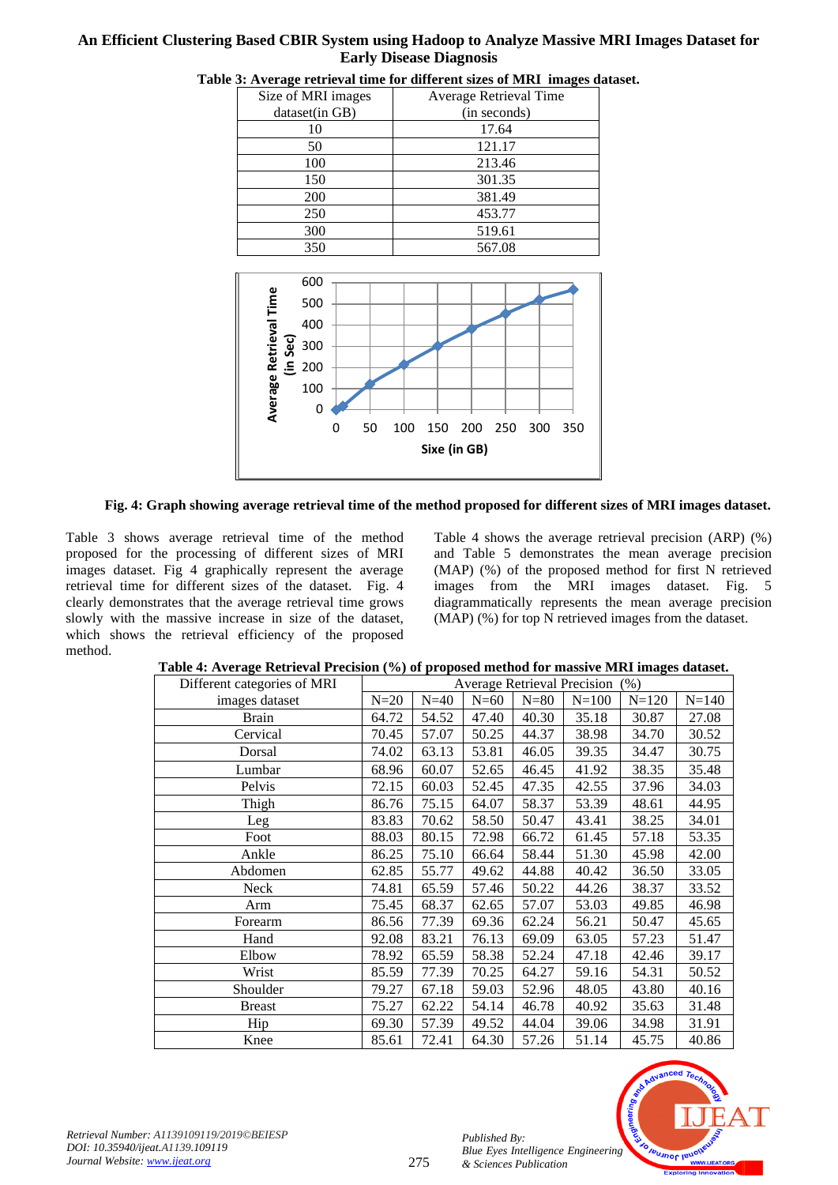**Table 3: Average retrieval time for different sizes of MRI images dataset.**

| Size of MRI images dataset(in GB) | Average Retrieval Time (in seconds) |
|---|---|
| 10 | 17.64 |
| 50 | 121.17 |
| 100 | 213.46 |
| 150 | 301.35 |
| 200 | 381.49 |
| 250 | 453.77 |
| 300 | 519.61 |
| 350 | 567.08 |

**Fig. 4: Graph showing average retrieval time of the method proposed for different sizes of MRI images dataset.**

Table 3 shows average retrieval time of the method proposed for the processing of different sizes of MRI images dataset. Fig 4 graphically represent the average retrieval time for different sizes of the dataset. Fig. 4 clearly demonstrates that the average retrieval time grows slowly with the massive increase in size of the dataset, which shows the retrieval efficiency of the proposed method.

Table 4 shows the average retrieval precision (ARP) (%) and Table 5 demonstrates the mean average precision (MAP) (%) of the proposed method for first N retrieved images from the MRI images dataset. Fig. 5 diagrammatically represents the mean average precision (MAP) (%) for top N retrieved images from the dataset.

**Table 4: Average Retrieval Precision (%) of proposed method for massive MRI images dataset.**

| Different categories of MRI images dataset | Average Retrieval Precision (%) | | | | | | |
|---|---|---|---|---|---|---|---|
| | N=20 | N=40 | N=60 | N=80 | N=100 | N=120 | N=140 |
| Brain | 64.72 | 54.52 | 47.40 | 40.30 | 35.18 | 30.87 | 27.08 |
| Cervical | 70.45 | 57.07 | 50.25 | 44.37 | 38.98 | 34.70 | 30.52 |
| Dorsal | 74.02 | 63.13 | 53.81 | 46.05 | 39.35 | 34.47 | 30.75 |
| Lumbar | 68.96 | 60.07 | 52.65 | 46.45 | 41.92 | 38.35 | 35.48 |
| Pelvis | 72.15 | 60.03 | 52.45 | 47.35 | 42.55 | 37.96 | 34.03 |
| Thigh | 86.76 | 75.15 | 64.07 | 58.37 | 53.39 | 48.61 | 44.95 |
| Leg | 83.83 | 70.62 | 58.50 | 50.47 | 43.41 | 38.25 | 34.01 |
| Foot | 88.03 | 80.15 | 72.98 | 66.72 | 61.45 | 57.18 | 53.35 |
| Ankle | 86.25 | 75.10 | 66.64 | 58.44 | 51.30 | 45.98 | 42.00 |
| Abdomen | 62.85 | 55.77 | 49.62 | 44.88 | 40.42 | 36.50 | 33.05 |
| Neck | 74.81 | 65.59 | 57.46 | 50.22 | 44.26 | 38.37 | 33.52 |
| Arm | 75.45 | 68.37 | 62.65 | 57.07 | 53.03 | 49.85 | 46.98 |
| Forearm | 86.56 | 77.39 | 69.36 | 62.24 | 56.21 | 50.47 | 45.65 |
| Hand | 92.08 | 83.21 | 76.13 | 69.09 | 63.05 | 57.23 | 51.47 |
| Elbow | 78.92 | 65.59 | 58.38 | 52.24 | 47.18 | 42.46 | 39.17 |
| Wrist | 85.59 | 77.39 | 70.25 | 64.27 | 59.16 | 54.31 | 50.52 |
| Shoulder | 79.27 | 67.18 | 59.03 | 52.96 | 48.05 | 43.80 | 40.16 |
| Breast | 75.27 | 62.22 | 54.14 | 46.78 | 40.92 | 35.63 | 31.48 |
| Hip | 69.30 | 57.39 | 49.52 | 44.04 | 39.06 | 34.98 | 31.91 |
| Knee | 85.61 | 72.41 | 64.30 | 57.26 | 51.14 | 45.75 | 40.86 |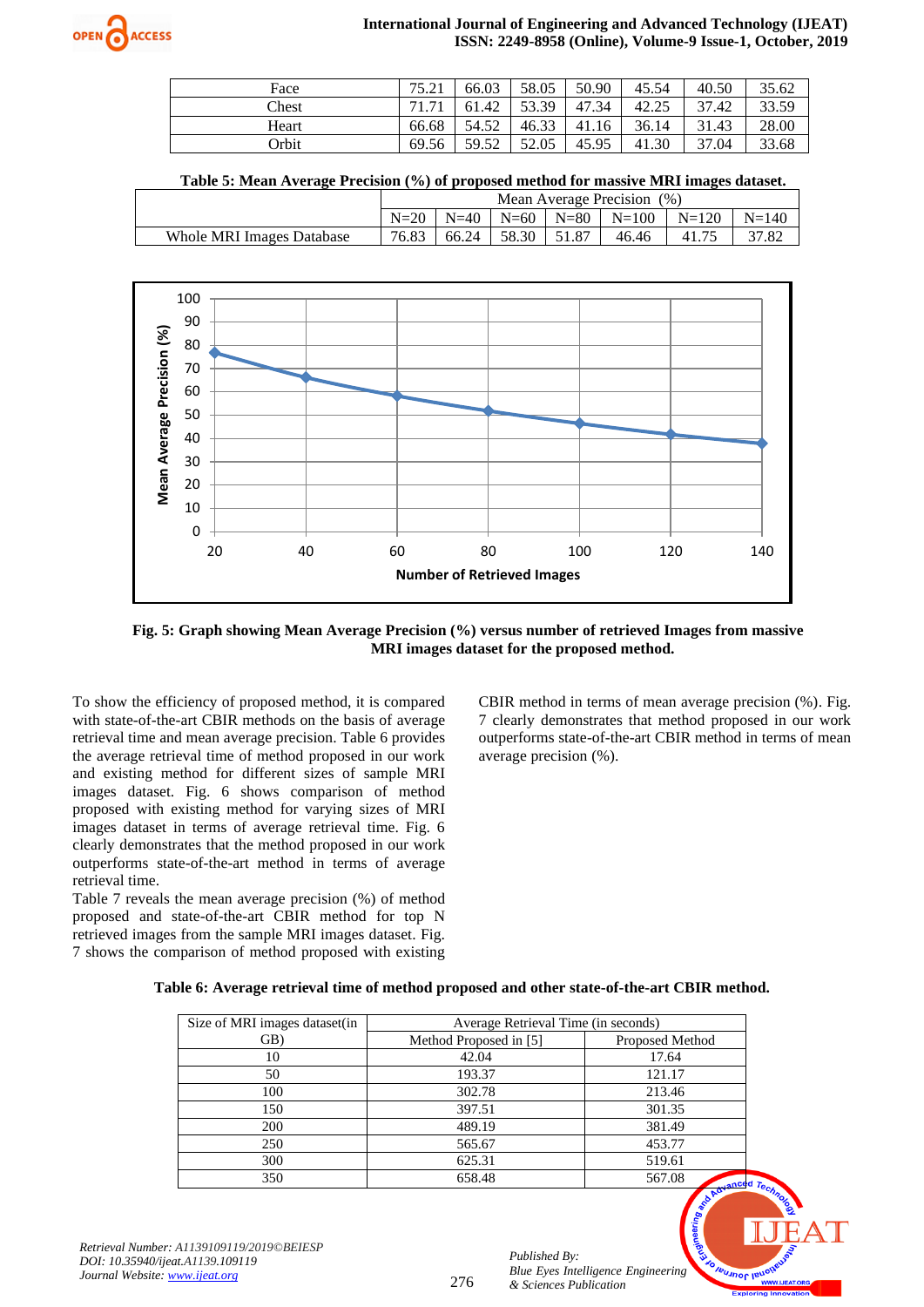| Face | 75.21 | 66.03 | 58.05 | 50.90 | 45.54 | 40.50 | 35.62 |
|---|---|---|---|---|---|---|---|
| Chest | 71.71 | 61.42 | 53.39 | 47.34 | 42.25 | 37.42 | 33.59 |
| Heart | 66.68 | 54.52 | 46.33 | 41.16 | 36.14 | 31.43 | 28.00 |
| Orbit | 69.56 | 59.52 | 52.05 | 45.95 | 41.30 | 37.04 | 33.68 |

**Table 5: Mean Average Precision (%) of proposed method for massive MRI images dataset.**

| | Mean Average Precision (%) | | | | | | |
|---|---|---|---|---|---|---|---|
| | N=20 | N=40 | N=60 | N=80 | N=100 | N=120 | N=140 |
| Whole MRI Images Database | 76.83 | 66.24 | 58.30 | 51.87 | 46.46 | 41.75 | 37.82 |

**Fig. 5: Graph showing Mean Average Precision (%) versus number of retrieved Images from massive MRI images dataset for the proposed method.**

To show the efficiency of proposed method, it is compared with state-of-the-art CBIR methods on the basis of average retrieval time and mean average precision. Table 6 provides the average retrieval time of method proposed in our work and existing method for different sizes of sample MRI images dataset. Fig. 6 shows comparison of method proposed with existing method for varying sizes of MRI images dataset in terms of average retrieval time. Fig. 6 clearly demonstrates that the method proposed in our work outperforms state-of-the-art method in terms of average retrieval time.

Table 7 reveals the mean average precision (%) of method proposed and state-of-the-art CBIR method for top N retrieved images from the sample MRI images dataset. Fig. 7 shows the comparison of method proposed with existing CBIR method in terms of mean average precision (%). Fig. 7 clearly demonstrates that method proposed in our work outperforms state-of-the-art CBIR method in terms of mean average precision (%).

**Table 6: Average retrieval time of method proposed and other state-of-the-art CBIR method.**

| Size of MRI images dataset(in GB) | Average Retrieval Time (in seconds) | |
|---|---|---|
| | Method Proposed in [5] | Proposed Method |
| 10 | 42.04 | 17.64 |
| 50 | 193.37 | 121.17 |
| 100 | 302.78 | 213.46 |
| 150 | 397.51 | 301.35 |
| 200 | 489.19 | 381.49 |
| 250 | 565.67 | 453.77 |
| 300 | 625.31 | 519.61 |
| 350 | 658.48 | 567.08 |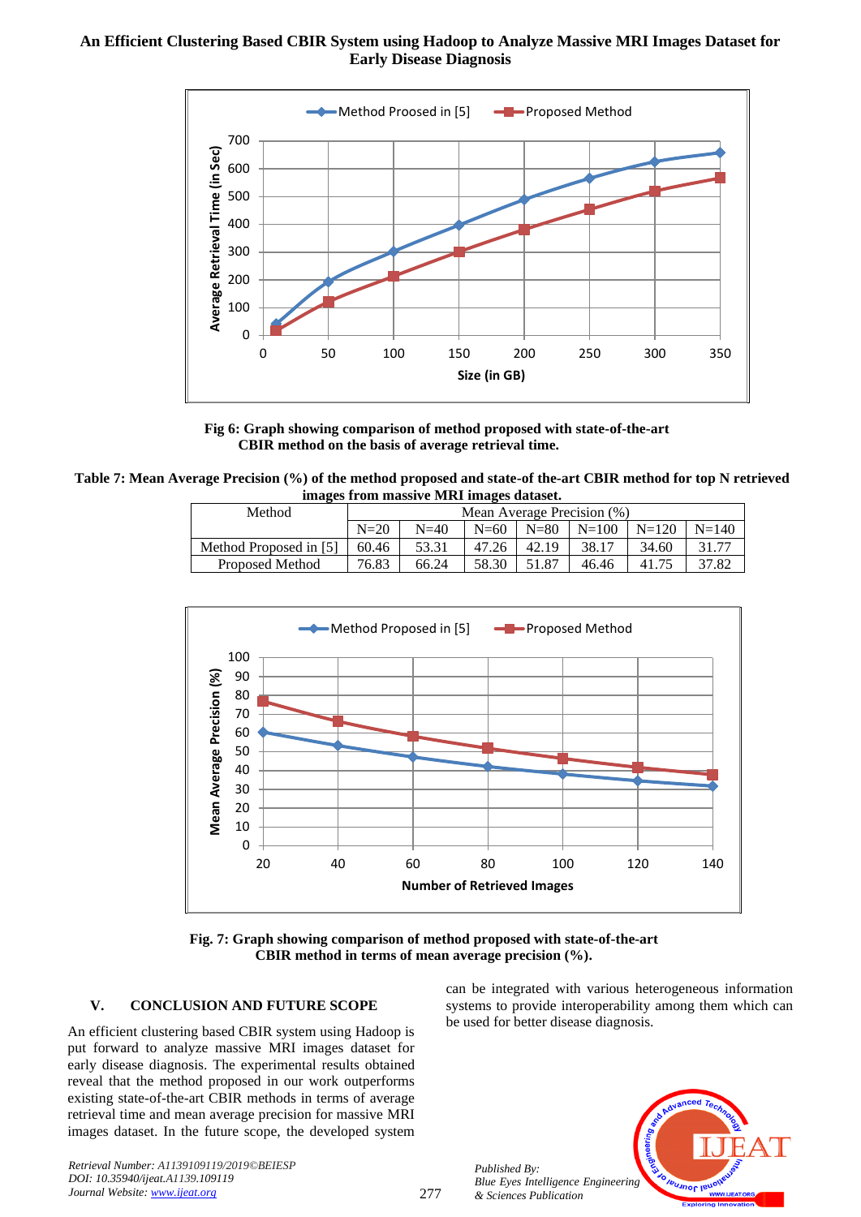Fig 6: Graph showing comparison of method proposed with state-of-the-art CBIR method on the basis of average retrieval time.

**Table 7: Mean Average Precision (%) of the method proposed and state-of the-art CBIR method for top N retrieved images from massive MRI images dataset.**

| Method | Mean Average Precision (%) | | | | | | |
|---|---|---|---|---|---|---|---|
| | N=20 | N=40 | N=60 | N=80 | N=100 | N=120 | N=140 |
| Method Proposed in [5] | 60.46 | 53.31 | 47.26 | 42.19 | 38.17 | 34.60 | 31.77 |
| Proposed Method | 76.83 | 66.24 | 58.30 | 51.87 | 46.46 | 41.75 | 37.82 |

Fig. 7: Graph showing comparison of method proposed with state-of-the-art CBIR method in terms of mean average precision (%).

## V. CONCLUSION AND FUTURE SCOPE

An efficient clustering based CBIR system using Hadoop is put forward to analyze massive MRI images dataset for early disease diagnosis. The experimental results obtained reveal that the method proposed in our work outperforms existing state-of-the-art CBIR methods in terms of average retrieval time and mean average precision for massive MRI images dataset. In the future scope, the developed system can be integrated with various heterogeneous information systems to provide interoperability among them which can be used for better disease diagnosis.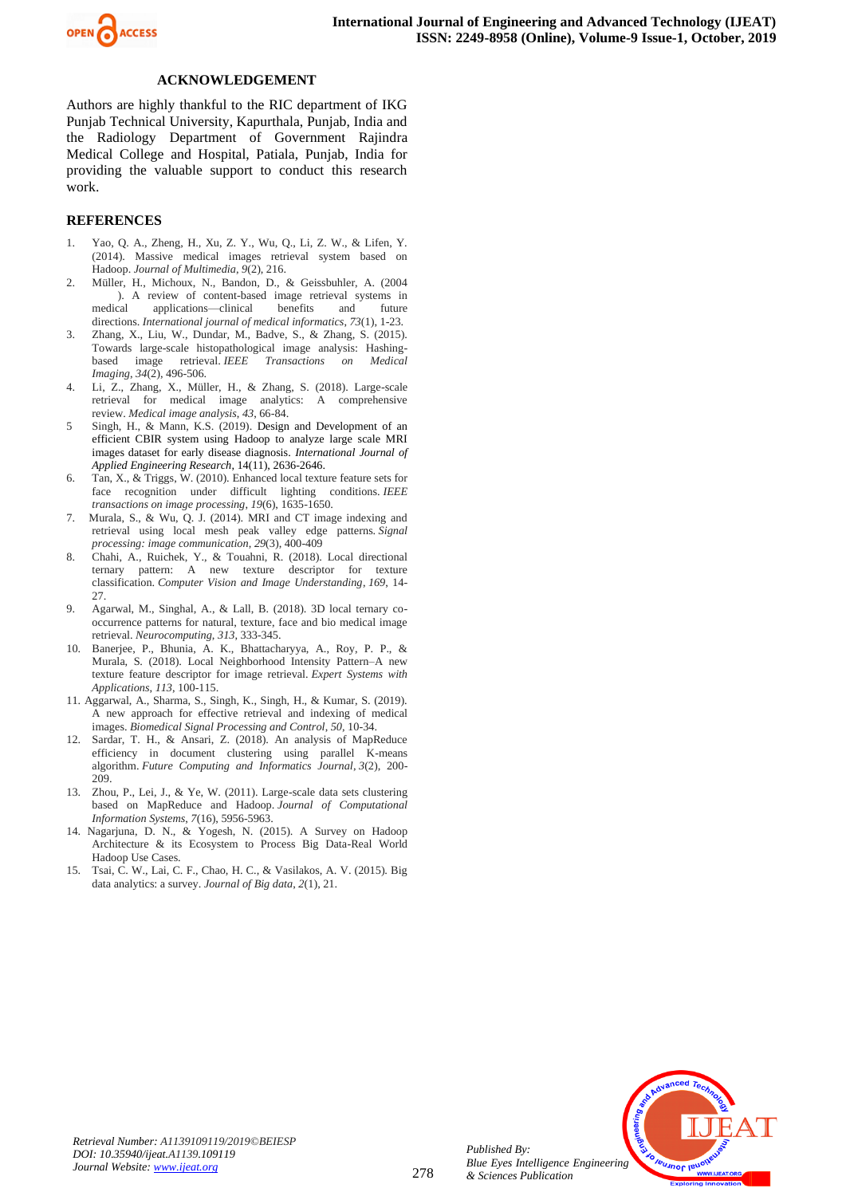## ACKNOWLEDGEMENT

Authors are highly thankful to the RIC department of IKG Punjab Technical University, Kapurthala, Punjab, India and the Radiology Department of Government Rajindra Medical College and Hospital, Patiala, Punjab, India for providing the valuable support to conduct this research work.

## REFERENCES

1. Yao, Q. A., Zheng, H., Xu, Z. Y., Wu, Q., Li, Z. W., & Lifen, Y. (2014). Massive medical images retrieval system based on Hadoop. *Journal of Multimedia*, *9*(2), 216.
2. Müller, H., Michoux, N., Bandon, D., & Geissbuhler, A. (2004 ). A review of content-based image retrieval systems in medical applications—clinical benefits and future directions. *International journal of medical informatics*, *73*(1), 1-23.
3. Zhang, X., Liu, W., Dundar, M., Badve, S., & Zhang, S. (2015). Towards large-scale histopathological image analysis: Hashing-based image retrieval. *IEEE Transactions on Medical Imaging*, *34*(2), 496-506.
4. Li, Z., Zhang, X., Müller, H., & Zhang, S. (2018). Large-scale retrieval for medical image analytics: A comprehensive review. *Medical image analysis*, *43*, 66-84.
5. Singh, H., & Mann, K.S. (2019). Design and Development of an efficient CBIR system using Hadoop to analyze large scale MRI images dataset for early disease diagnosis. *International Journal of Applied Engineering Research*, 14(11), 2636-2646.
6. Tan, X., & Triggs, W. (2010). Enhanced local texture feature sets for face recognition under difficult lighting conditions. *IEEE transactions on image processing*, *19*(6), 1635-1650.
7. Murala, S., & Wu, Q. J. (2014). MRI and CT image indexing and retrieval using local mesh peak valley edge patterns. *Signal processing: image communication*, *29*(3), 400-409
8. Chahi, A., Ruichek, Y., & Touahni, R. (2018). Local directional ternary pattern: A new texture descriptor for texture classification. *Computer Vision and Image Understanding*, *169*, 14-27.
9. Agarwal, M., Singhal, A., & Lall, B. (2018). 3D local ternary co-occurrence patterns for natural, texture, face and bio medical image retrieval. *Neurocomputing*, *313*, 333-345.
10. Banerjee, P., Bhunia, A. K., Bhattacharyya, A., Roy, P. P., & Murala, S. (2018). Local Neighborhood Intensity Pattern–A new texture feature descriptor for image retrieval. *Expert Systems with Applications*, *113*, 100-115.
11. Aggarwal, A., Sharma, S., Singh, K., Singh, H., & Kumar, S. (2019). A new approach for effective retrieval and indexing of medical images. *Biomedical Signal Processing and Control*, *50*, 10-34.
12. Sardar, T. H., & Ansari, Z. (2018). An analysis of MapReduce efficiency in document clustering using parallel K-means algorithm. *Future Computing and Informatics Journal*, *3*(2), 200-209.
13. Zhou, P., Lei, J., & Ye, W. (2011). Large-scale data sets clustering based on MapReduce and Hadoop. *Journal of Computational Information Systems*, *7*(16), 5956-5963.
14. Nagarjuna, D. N., & Yogesh, N. (2015). A Survey on Hadoop Architecture & its Ecosystem to Process Big Data-Real World Hadoop Use Cases.
15. Tsai, C. W., Lai, C. F., Chao, H. C., & Vasilakos, A. V. (2015). Big data analytics: a survey. *Journal of Big data*, *2*(1), 21.